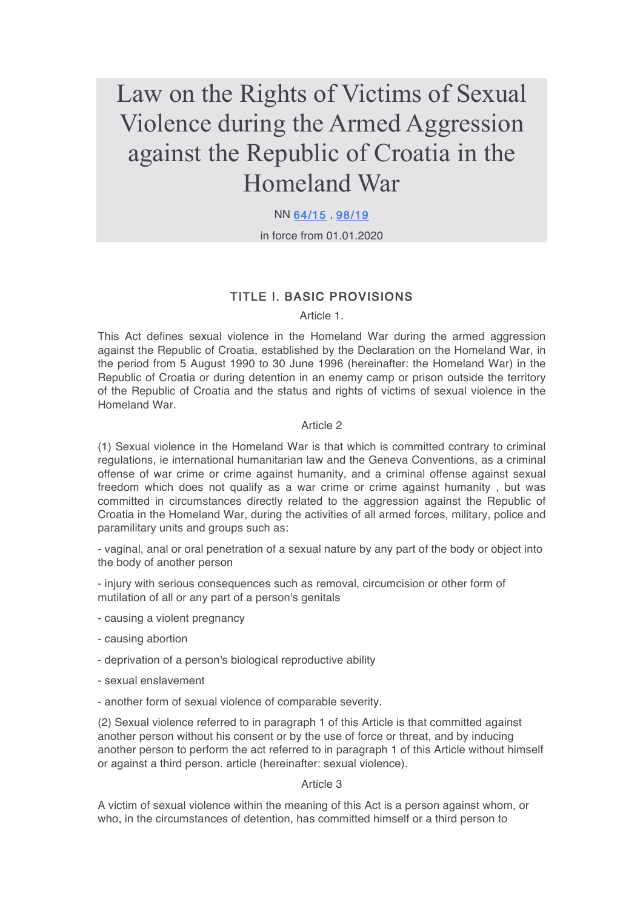# Law on the Rights of Victims of Sexual Violence during the Armed Aggression against the Republic of Croatia in the Homeland War

NN 64/15 , 98/19

in force from 01.01.2020

## TITLE I. BASIC PROVISIONS

Article 1.

This Act defines sexual violence in the Homeland War during the armed aggression against the Republic of Croatia, established by the Declaration on the Homeland War, in the period from 5 August 1990 to 30 June 1996 (hereinafter: the Homeland War) in the Republic of Croatia or during detention in an enemy camp or prison outside the territory of the Republic of Croatia and the status and rights of victims of sexual violence in the Homeland War.

Article 2

(1) Sexual violence in the Homeland War is that which is committed contrary to criminal regulations, ie international humanitarian law and the Geneva Conventions, as a criminal offense of war crime or crime against humanity, and a criminal offense against sexual freedom which does not qualify as a war crime or crime against humanity , but was committed in circumstances directly related to the aggression against the Republic of Croatia in the Homeland War, during the activities of all armed forces, military, police and paramilitary units and groups such as:

- vaginal, anal or oral penetration of a sexual nature by any part of the body or object into the body of another person
- injury with serious consequences such as removal, circumcision or other form of mutilation of all or any part of a person's genitals
- causing a violent pregnancy
- causing abortion
- deprivation of a person's biological reproductive ability
- sexual enslavement
- another form of sexual violence of comparable severity.

(2) Sexual violence referred to in paragraph 1 of this Article is that committed against another person without his consent or by the use of force or threat, and by inducing another person to perform the act referred to in paragraph 1 of this Article without himself or against a third person. article (hereinafter: sexual violence).

Article 3

A victim of sexual violence within the meaning of this Act is a person against whom, or who, in the circumstances of detention, has committed himself or a third person to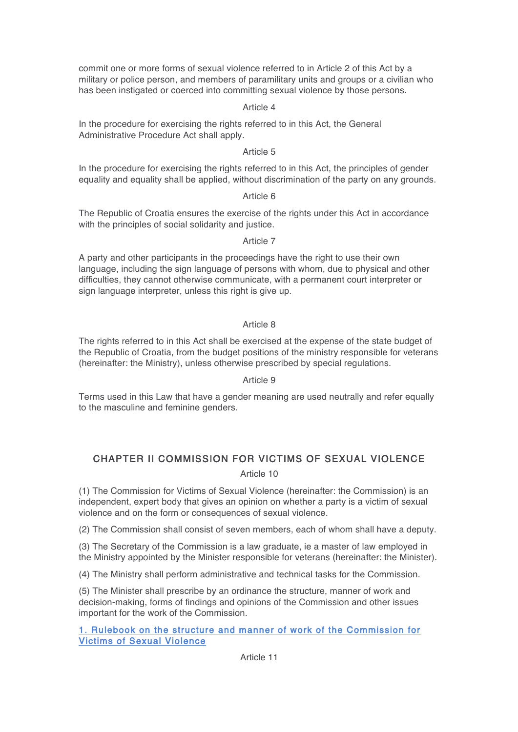commit one or more forms of sexual violence referred to in Article 2 of this Act by a military or police person, and members of paramilitary units and groups or a civilian who has been instigated or coerced into committing sexual violence by those persons.

Article 4

In the procedure for exercising the rights referred to in this Act, the General Administrative Procedure Act shall apply.

Article 5

In the procedure for exercising the rights referred to in this Act, the principles of gender equality and equality shall be applied, without discrimination of the party on any grounds.

Article 6

The Republic of Croatia ensures the exercise of the rights under this Act in accordance with the principles of social solidarity and justice.

Article 7

A party and other participants in the proceedings have the right to use their own language, including the sign language of persons with whom, due to physical and other difficulties, they cannot otherwise communicate, with a permanent court interpreter or sign language interpreter, unless this right is give up.

Article 8

The rights referred to in this Act shall be exercised at the expense of the state budget of the Republic of Croatia, from the budget positions of the ministry responsible for veterans (hereinafter: the Ministry), unless otherwise prescribed by special regulations.

Article 9

Terms used in this Law that have a gender meaning are used neutrally and refer equally to the masculine and feminine genders.

## CHAPTER II COMMISSION FOR VICTIMS OF SEXUAL VIOLENCE

Article 10

(1) The Commission for Victims of Sexual Violence (hereinafter: the Commission) is an independent, expert body that gives an opinion on whether a party is a victim of sexual violence and on the form or consequences of sexual violence.

(2) The Commission shall consist of seven members, each of whom shall have a deputy.

(3) The Secretary of the Commission is a law graduate, ie a master of law employed in the Ministry appointed by the Minister responsible for veterans (hereinafter: the Minister).

(4) The Ministry shall perform administrative and technical tasks for the Commission.

(5) The Minister shall prescribe by an ordinance the structure, manner of work and decision-making, forms of findings and opinions of the Commission and other issues important for the work of the Commission.

1. Rulebook on the structure and manner of work of the Commission for Victims of Sexual Violence

Article 11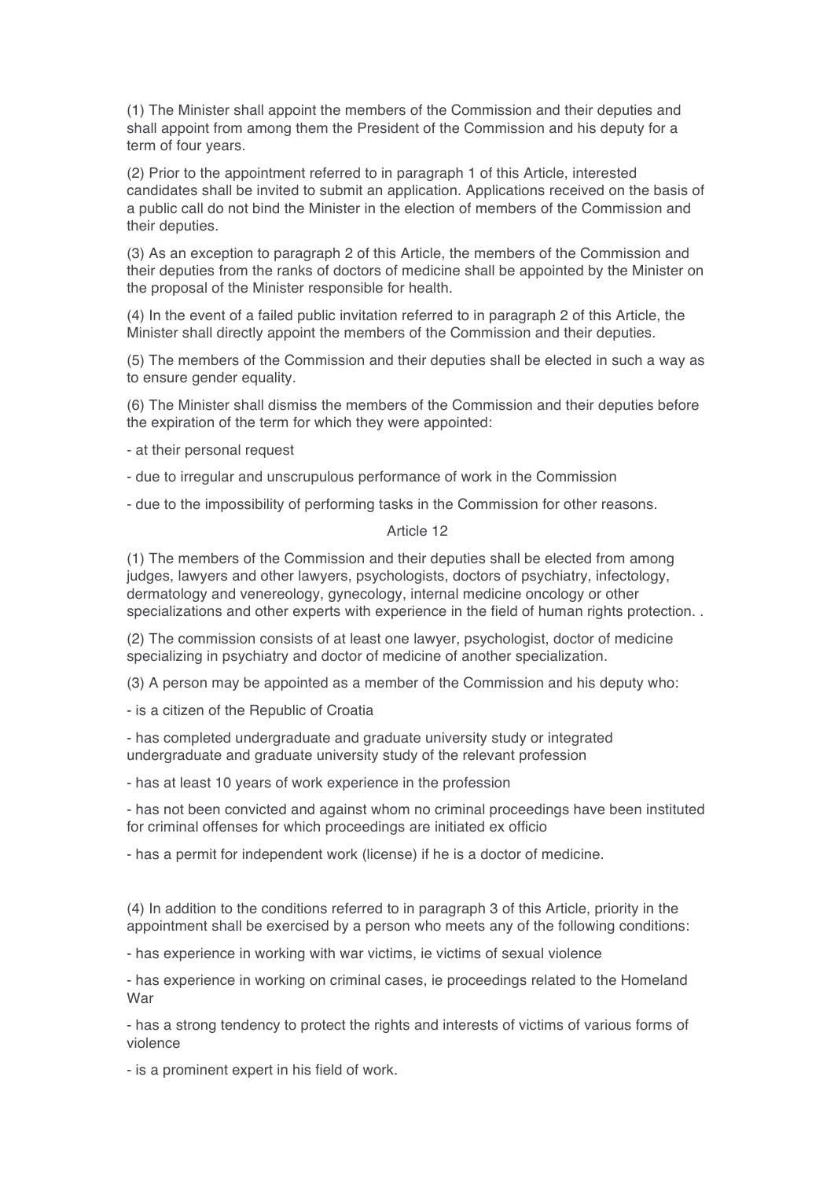(1) The Minister shall appoint the members of the Commission and their deputies and shall appoint from among them the President of the Commission and his deputy for a term of four years.

(2) Prior to the appointment referred to in paragraph 1 of this Article, interested candidates shall be invited to submit an application. Applications received on the basis of a public call do not bind the Minister in the election of members of the Commission and their deputies.

(3) As an exception to paragraph 2 of this Article, the members of the Commission and their deputies from the ranks of doctors of medicine shall be appointed by the Minister on the proposal of the Minister responsible for health.

(4) In the event of a failed public invitation referred to in paragraph 2 of this Article, the Minister shall directly appoint the members of the Commission and their deputies.

(5) The members of the Commission and their deputies shall be elected in such a way as to ensure gender equality.

(6) The Minister shall dismiss the members of the Commission and their deputies before the expiration of the term for which they were appointed:

- at their personal request
- due to irregular and unscrupulous performance of work in the Commission
- due to the impossibility of performing tasks in the Commission for other reasons.

Article 12

(1) The members of the Commission and their deputies shall be elected from among judges, lawyers and other lawyers, psychologists, doctors of psychiatry, infectology, dermatology and venereology, gynecology, internal medicine oncology or other specializations and other experts with experience in the field of human rights protection. .

(2) The commission consists of at least one lawyer, psychologist, doctor of medicine specializing in psychiatry and doctor of medicine of another specialization.

(3) A person may be appointed as a member of the Commission and his deputy who:

- is a citizen of the Republic of Croatia
- has completed undergraduate and graduate university study or integrated undergraduate and graduate university study of the relevant profession
- has at least 10 years of work experience in the profession
- has not been convicted and against whom no criminal proceedings have been instituted for criminal offenses for which proceedings are initiated ex officio
- has a permit for independent work (license) if he is a doctor of medicine.

(4) In addition to the conditions referred to in paragraph 3 of this Article, priority in the appointment shall be exercised by a person who meets any of the following conditions:

- has experience in working with war victims, ie victims of sexual violence
- has experience in working on criminal cases, ie proceedings related to the Homeland War
- has a strong tendency to protect the rights and interests of victims of various forms of violence
- is a prominent expert in his field of work.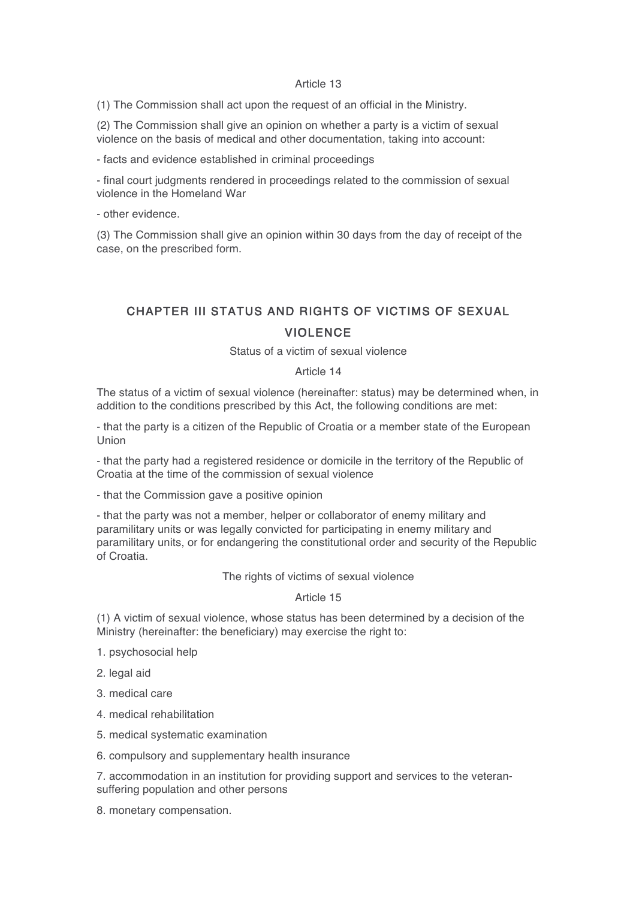Article 13

(1) The Commission shall act upon the request of an official in the Ministry.

(2) The Commission shall give an opinion on whether a party is a victim of sexual violence on the basis of medical and other documentation, taking into account:

- facts and evidence established in criminal proceedings

- final court judgments rendered in proceedings related to the commission of sexual violence in the Homeland War

- other evidence.

(3) The Commission shall give an opinion within 30 days from the day of receipt of the case, on the prescribed form.

## CHAPTER III STATUS AND RIGHTS OF VICTIMS OF SEXUAL VIOLENCE

Status of a victim of sexual violence

Article 14

The status of a victim of sexual violence (hereinafter: status) may be determined when, in addition to the conditions prescribed by this Act, the following conditions are met:

- that the party is a citizen of the Republic of Croatia or a member state of the European Union

- that the party had a registered residence or domicile in the territory of the Republic of Croatia at the time of the commission of sexual violence

- that the Commission gave a positive opinion

- that the party was not a member, helper or collaborator of enemy military and paramilitary units or was legally convicted for participating in enemy military and paramilitary units, or for endangering the constitutional order and security of the Republic of Croatia.

The rights of victims of sexual violence

Article 15

(1) A victim of sexual violence, whose status has been determined by a decision of the Ministry (hereinafter: the beneficiary) may exercise the right to:

1. psychosocial help

2. legal aid

3. medical care

4. medical rehabilitation

5. medical systematic examination

6. compulsory and supplementary health insurance

7. accommodation in an institution for providing support and services to the veteran-suffering population and other persons

8. monetary compensation.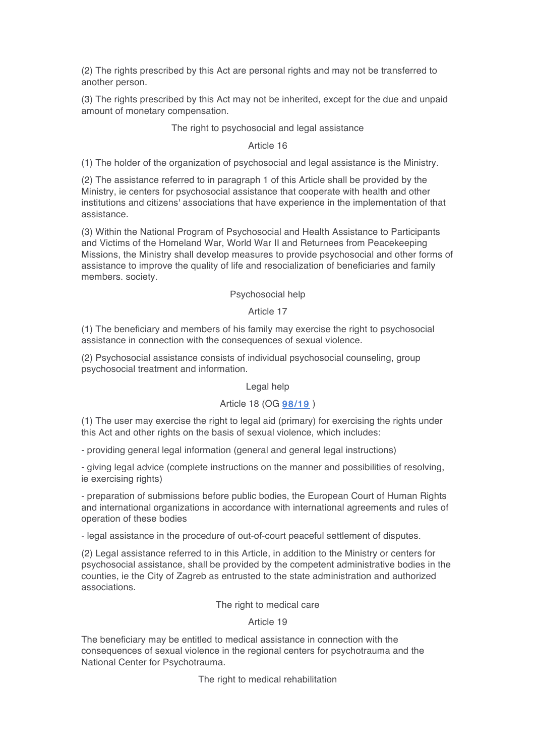(2) The rights prescribed by this Act are personal rights and may not be transferred to another person.

(3) The rights prescribed by this Act may not be inherited, except for the due and unpaid amount of monetary compensation.

The right to psychosocial and legal assistance

Article 16

(1) The holder of the organization of psychosocial and legal assistance is the Ministry.

(2) The assistance referred to in paragraph 1 of this Article shall be provided by the Ministry, ie centers for psychosocial assistance that cooperate with health and other institutions and citizens' associations that have experience in the implementation of that assistance.

(3) Within the National Program of Psychosocial and Health Assistance to Participants and Victims of the Homeland War, World War II and Returnees from Peacekeeping Missions, the Ministry shall develop measures to provide psychosocial and other forms of assistance to improve the quality of life and resocialization of beneficiaries and family members. society.

Psychosocial help

Article 17

(1) The beneficiary and members of his family may exercise the right to psychosocial assistance in connection with the consequences of sexual violence.

(2) Psychosocial assistance consists of individual psychosocial counseling, group psychosocial treatment and information.

Legal help

Article 18 (OG [98/19](#) )

(1) The user may exercise the right to legal aid (primary) for exercising the rights under this Act and other rights on the basis of sexual violence, which includes:

- providing general legal information (general and general legal instructions)

- giving legal advice (complete instructions on the manner and possibilities of resolving, ie exercising rights)

- preparation of submissions before public bodies, the European Court of Human Rights and international organizations in accordance with international agreements and rules of operation of these bodies

- legal assistance in the procedure of out-of-court peaceful settlement of disputes.

(2) Legal assistance referred to in this Article, in addition to the Ministry or centers for psychosocial assistance, shall be provided by the competent administrative bodies in the counties, ie the City of Zagreb as entrusted to the state administration and authorized associations.

The right to medical care

Article 19

The beneficiary may be entitled to medical assistance in connection with the consequences of sexual violence in the regional centers for psychotrauma and the National Center for Psychotrauma.

The right to medical rehabilitation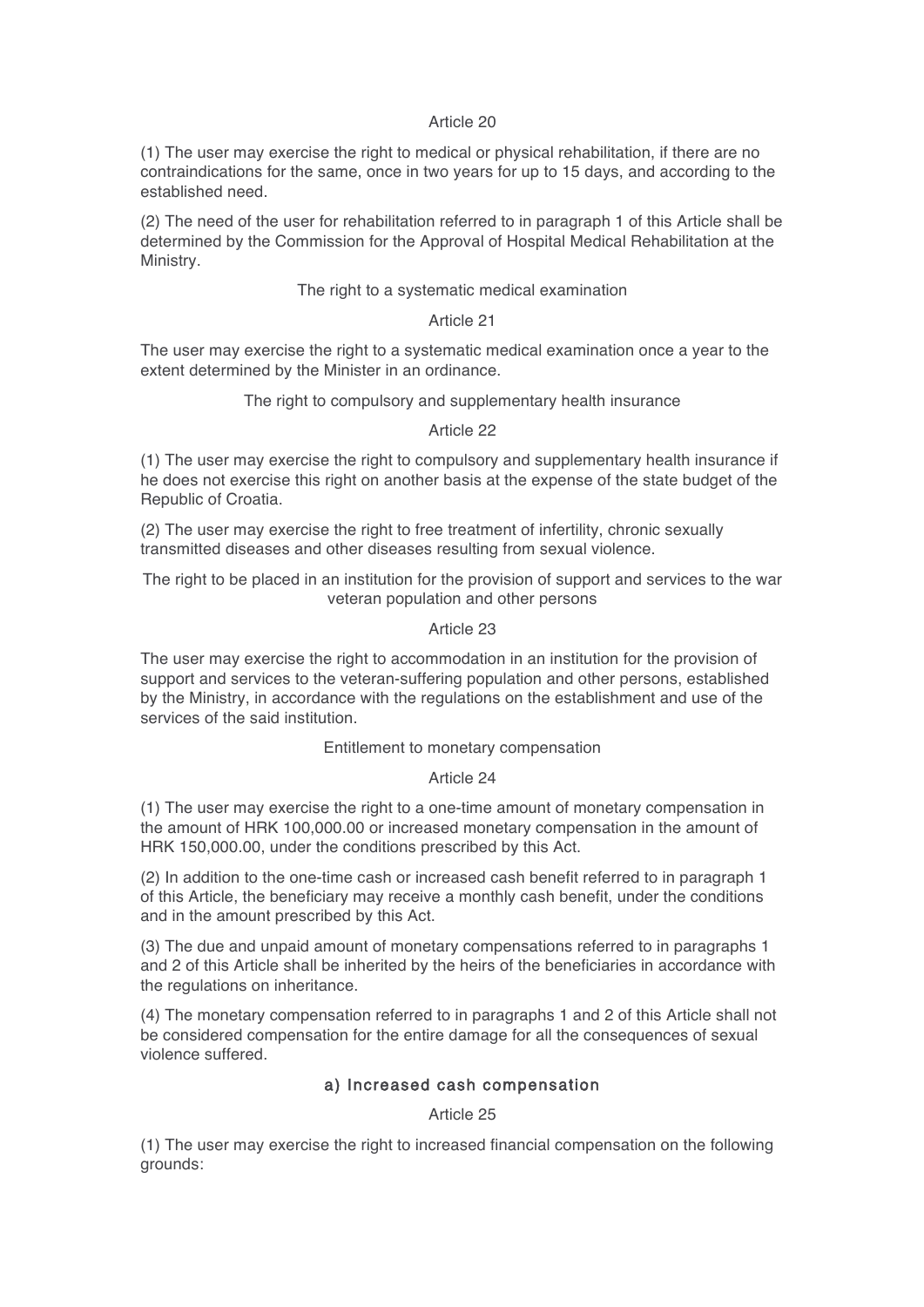Article 20

(1) The user may exercise the right to medical or physical rehabilitation, if there are no contraindications for the same, once in two years for up to 15 days, and according to the established need.

(2) The need of the user for rehabilitation referred to in paragraph 1 of this Article shall be determined by the Commission for the Approval of Hospital Medical Rehabilitation at the Ministry.

The right to a systematic medical examination

Article 21

The user may exercise the right to a systematic medical examination once a year to the extent determined by the Minister in an ordinance.

The right to compulsory and supplementary health insurance

Article 22

(1) The user may exercise the right to compulsory and supplementary health insurance if he does not exercise this right on another basis at the expense of the state budget of the Republic of Croatia.

(2) The user may exercise the right to free treatment of infertility, chronic sexually transmitted diseases and other diseases resulting from sexual violence.

The right to be placed in an institution for the provision of support and services to the war veteran population and other persons

Article 23

The user may exercise the right to accommodation in an institution for the provision of support and services to the veteran-suffering population and other persons, established by the Ministry, in accordance with the regulations on the establishment and use of the services of the said institution.

Entitlement to monetary compensation

Article 24

(1) The user may exercise the right to a one-time amount of monetary compensation in the amount of HRK 100,000.00 or increased monetary compensation in the amount of HRK 150,000.00, under the conditions prescribed by this Act.

(2) In addition to the one-time cash or increased cash benefit referred to in paragraph 1 of this Article, the beneficiary may receive a monthly cash benefit, under the conditions and in the amount prescribed by this Act.

(3) The due and unpaid amount of monetary compensations referred to in paragraphs 1 and 2 of this Article shall be inherited by the heirs of the beneficiaries in accordance with the regulations on inheritance.

(4) The monetary compensation referred to in paragraphs 1 and 2 of this Article shall not be considered compensation for the entire damage for all the consequences of sexual violence suffered.

**a) Increased cash compensation**

Article 25

(1) The user may exercise the right to increased financial compensation on the following grounds: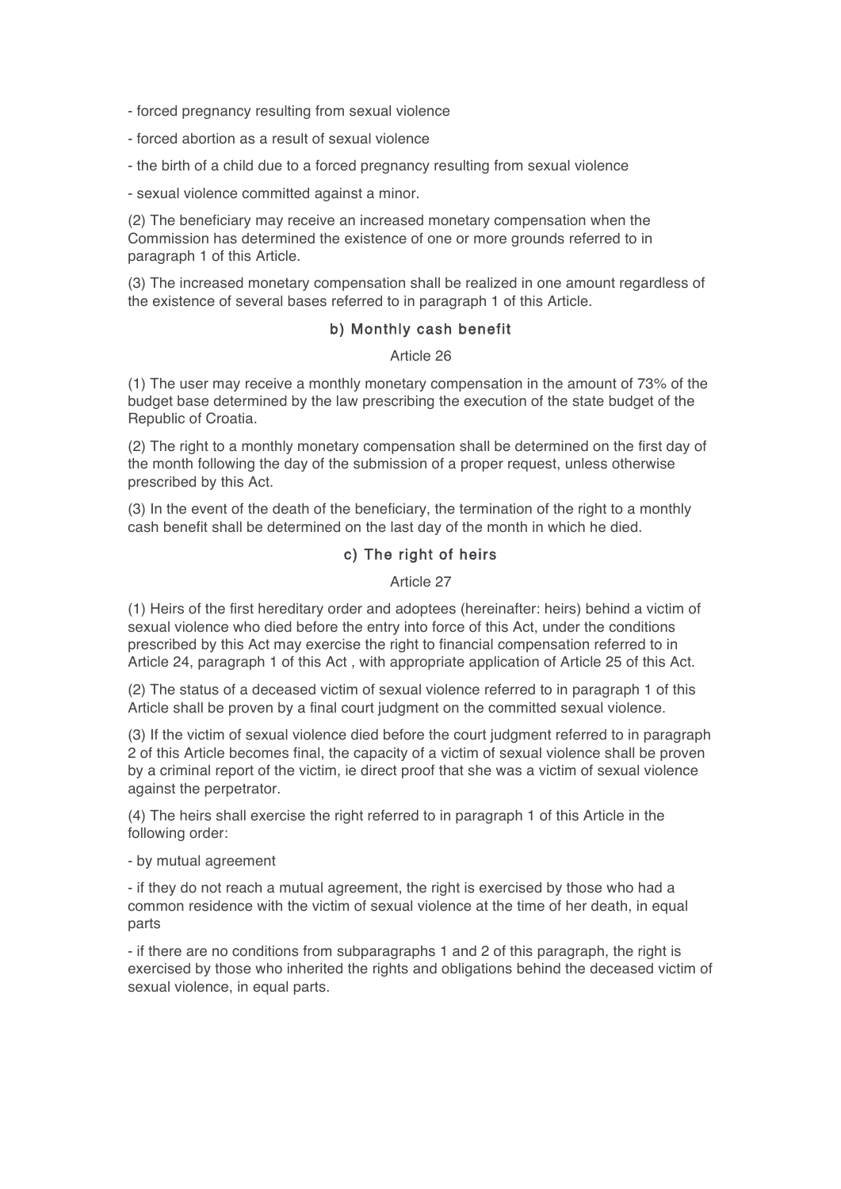- forced pregnancy resulting from sexual violence

- forced abortion as a result of sexual violence

- the birth of a child due to a forced pregnancy resulting from sexual violence

- sexual violence committed against a minor.

(2) The beneficiary may receive an increased monetary compensation when the Commission has determined the existence of one or more grounds referred to in paragraph 1 of this Article.

(3) The increased monetary compensation shall be realized in one amount regardless of the existence of several bases referred to in paragraph 1 of this Article.

### b) Monthly cash benefit

Article 26

(1) The user may receive a monthly monetary compensation in the amount of 73% of the budget base determined by the law prescribing the execution of the state budget of the Republic of Croatia.

(2) The right to a monthly monetary compensation shall be determined on the first day of the month following the day of the submission of a proper request, unless otherwise prescribed by this Act.

(3) In the event of the death of the beneficiary, the termination of the right to a monthly cash benefit shall be determined on the last day of the month in which he died.

### c) The right of heirs

Article 27

(1) Heirs of the first hereditary order and adoptees (hereinafter: heirs) behind a victim of sexual violence who died before the entry into force of this Act, under the conditions prescribed by this Act may exercise the right to financial compensation referred to in Article 24, paragraph 1 of this Act , with appropriate application of Article 25 of this Act.

(2) The status of a deceased victim of sexual violence referred to in paragraph 1 of this Article shall be proven by a final court judgment on the committed sexual violence.

(3) If the victim of sexual violence died before the court judgment referred to in paragraph 2 of this Article becomes final, the capacity of a victim of sexual violence shall be proven by a criminal report of the victim, ie direct proof that she was a victim of sexual violence against the perpetrator.

(4) The heirs shall exercise the right referred to in paragraph 1 of this Article in the following order:

- by mutual agreement

- if they do not reach a mutual agreement, the right is exercised by those who had a common residence with the victim of sexual violence at the time of her death, in equal parts

- if there are no conditions from subparagraphs 1 and 2 of this paragraph, the right is exercised by those who inherited the rights and obligations behind the deceased victim of sexual violence, in equal parts.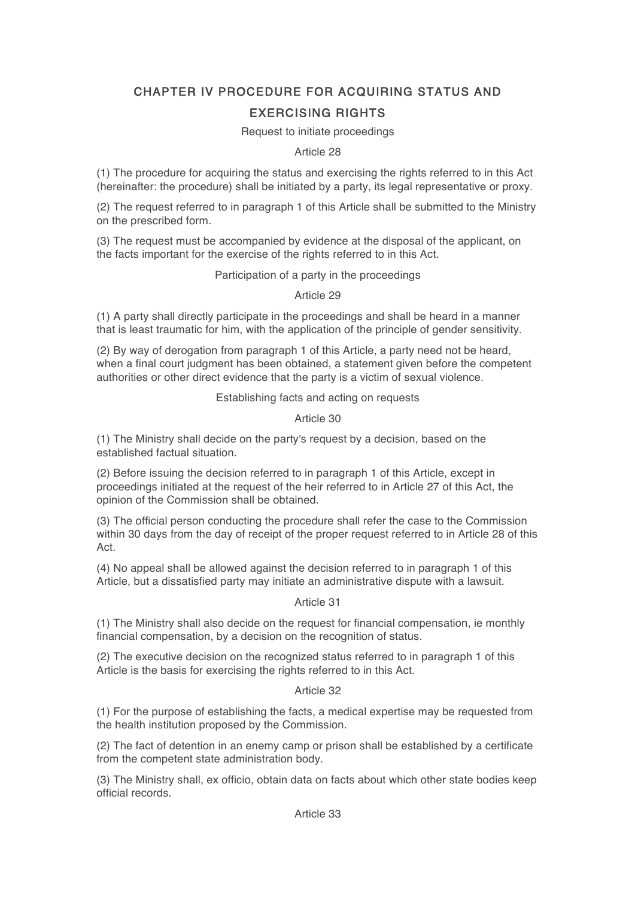## CHAPTER IV PROCEDURE FOR ACQUIRING STATUS AND EXERCISING RIGHTS

Request to initiate proceedings

Article 28

(1) The procedure for acquiring the status and exercising the rights referred to in this Act (hereinafter: the procedure) shall be initiated by a party, its legal representative or proxy.

(2) The request referred to in paragraph 1 of this Article shall be submitted to the Ministry on the prescribed form.

(3) The request must be accompanied by evidence at the disposal of the applicant, on the facts important for the exercise of the rights referred to in this Act.

Participation of a party in the proceedings

Article 29

(1) A party shall directly participate in the proceedings and shall be heard in a manner that is least traumatic for him, with the application of the principle of gender sensitivity.

(2) By way of derogation from paragraph 1 of this Article, a party need not be heard, when a final court judgment has been obtained, a statement given before the competent authorities or other direct evidence that the party is a victim of sexual violence.

Establishing facts and acting on requests

Article 30

(1) The Ministry shall decide on the party's request by a decision, based on the established factual situation.

(2) Before issuing the decision referred to in paragraph 1 of this Article, except in proceedings initiated at the request of the heir referred to in Article 27 of this Act, the opinion of the Commission shall be obtained.

(3) The official person conducting the procedure shall refer the case to the Commission within 30 days from the day of receipt of the proper request referred to in Article 28 of this Act.

(4) No appeal shall be allowed against the decision referred to in paragraph 1 of this Article, but a dissatisfied party may initiate an administrative dispute with a lawsuit.

Article 31

(1) The Ministry shall also decide on the request for financial compensation, ie monthly financial compensation, by a decision on the recognition of status.

(2) The executive decision on the recognized status referred to in paragraph 1 of this Article is the basis for exercising the rights referred to in this Act.

Article 32

(1) For the purpose of establishing the facts, a medical expertise may be requested from the health institution proposed by the Commission.

(2) The fact of detention in an enemy camp or prison shall be established by a certificate from the competent state administration body.

(3) The Ministry shall, ex officio, obtain data on facts about which other state bodies keep official records.

Article 33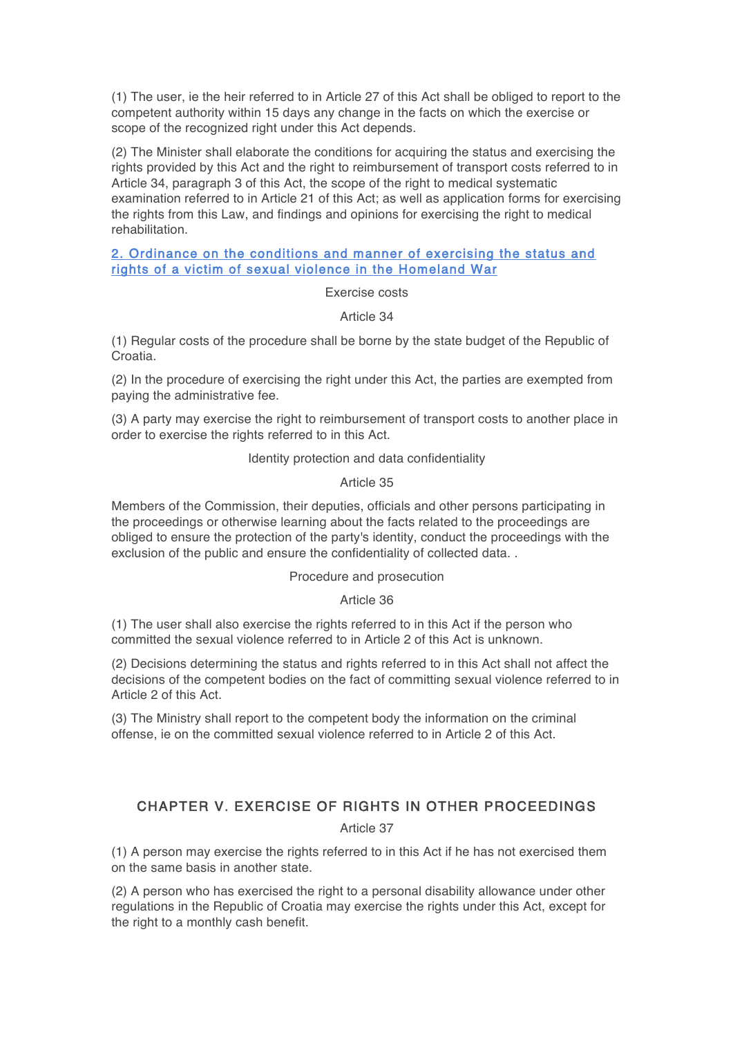(1) The user, ie the heir referred to in Article 27 of this Act shall be obliged to report to the competent authority within 15 days any change in the facts on which the exercise or scope of the recognized right under this Act depends.

(2) The Minister shall elaborate the conditions for acquiring the status and exercising the rights provided by this Act and the right to reimbursement of transport costs referred to in Article 34, paragraph 3 of this Act, the scope of the right to medical systematic examination referred to in Article 21 of this Act; as well as application forms for exercising the rights from this Law, and findings and opinions for exercising the right to medical rehabilitation.

2. Ordinance on the conditions and manner of exercising the status and rights of a victim of sexual violence in the Homeland War

Exercise costs

Article 34

(1) Regular costs of the procedure shall be borne by the state budget of the Republic of Croatia.

(2) In the procedure of exercising the right under this Act, the parties are exempted from paying the administrative fee.

(3) A party may exercise the right to reimbursement of transport costs to another place in order to exercise the rights referred to in this Act.

Identity protection and data confidentiality

Article 35

Members of the Commission, their deputies, officials and other persons participating in the proceedings or otherwise learning about the facts related to the proceedings are obliged to ensure the protection of the party's identity, conduct the proceedings with the exclusion of the public and ensure the confidentiality of collected data. .

Procedure and prosecution

Article 36

(1) The user shall also exercise the rights referred to in this Act if the person who committed the sexual violence referred to in Article 2 of this Act is unknown.

(2) Decisions determining the status and rights referred to in this Act shall not affect the decisions of the competent bodies on the fact of committing sexual violence referred to in Article 2 of this Act.

(3) The Ministry shall report to the competent body the information on the criminal offense, ie on the committed sexual violence referred to in Article 2 of this Act.

## CHAPTER V. EXERCISE OF RIGHTS IN OTHER PROCEEDINGS

Article 37

(1) A person may exercise the rights referred to in this Act if he has not exercised them on the same basis in another state.

(2) A person who has exercised the right to a personal disability allowance under other regulations in the Republic of Croatia may exercise the rights under this Act, except for the right to a monthly cash benefit.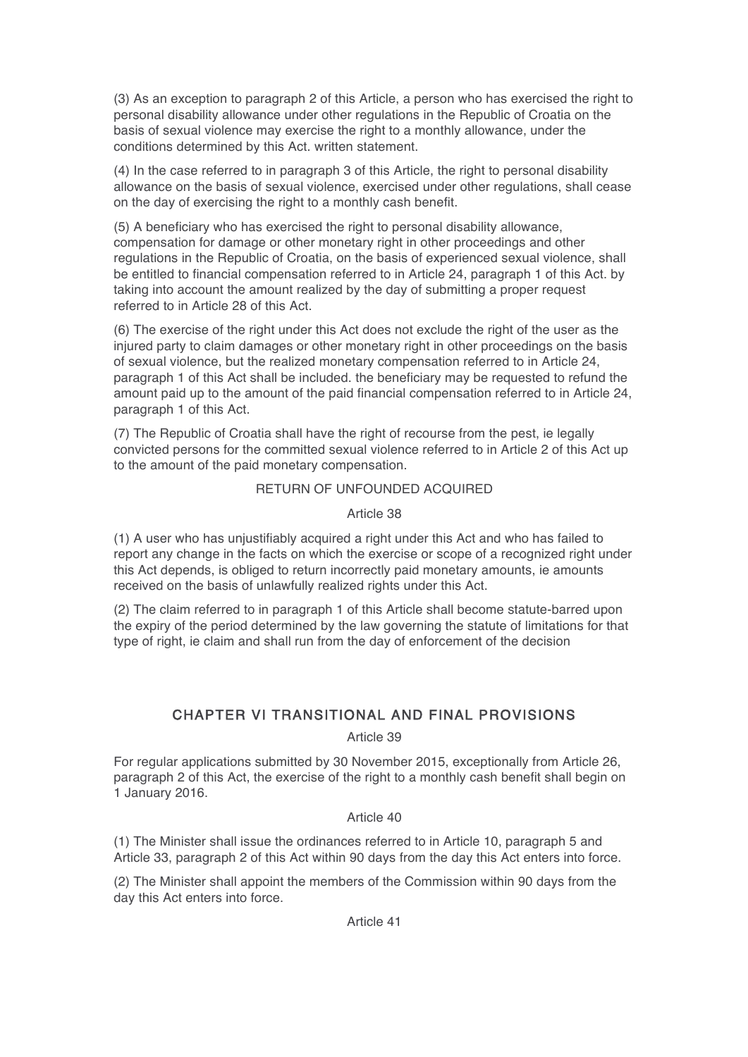(3) As an exception to paragraph 2 of this Article, a person who has exercised the right to personal disability allowance under other regulations in the Republic of Croatia on the basis of sexual violence may exercise the right to a monthly allowance, under the conditions determined by this Act. written statement.

(4) In the case referred to in paragraph 3 of this Article, the right to personal disability allowance on the basis of sexual violence, exercised under other regulations, shall cease on the day of exercising the right to a monthly cash benefit.

(5) A beneficiary who has exercised the right to personal disability allowance, compensation for damage or other monetary right in other proceedings and other regulations in the Republic of Croatia, on the basis of experienced sexual violence, shall be entitled to financial compensation referred to in Article 24, paragraph 1 of this Act. by taking into account the amount realized by the day of submitting a proper request referred to in Article 28 of this Act.

(6) The exercise of the right under this Act does not exclude the right of the user as the injured party to claim damages or other monetary right in other proceedings on the basis of sexual violence, but the realized monetary compensation referred to in Article 24, paragraph 1 of this Act shall be included. the beneficiary may be requested to refund the amount paid up to the amount of the paid financial compensation referred to in Article 24, paragraph 1 of this Act.

(7) The Republic of Croatia shall have the right of recourse from the pest, ie legally convicted persons for the committed sexual violence referred to in Article 2 of this Act up to the amount of the paid monetary compensation.

RETURN OF UNFOUNDED ACQUIRED

Article 38

(1) A user who has unjustifiably acquired a right under this Act and who has failed to report any change in the facts on which the exercise or scope of a recognized right under this Act depends, is obliged to return incorrectly paid monetary amounts, ie amounts received on the basis of unlawfully realized rights under this Act.

(2) The claim referred to in paragraph 1 of this Article shall become statute-barred upon the expiry of the period determined by the law governing the statute of limitations for that type of right, ie claim and shall run from the day of enforcement of the decision

## CHAPTER VI TRANSITIONAL AND FINAL PROVISIONS

Article 39

For regular applications submitted by 30 November 2015, exceptionally from Article 26, paragraph 2 of this Act, the exercise of the right to a monthly cash benefit shall begin on 1 January 2016.

Article 40

(1) The Minister shall issue the ordinances referred to in Article 10, paragraph 5 and Article 33, paragraph 2 of this Act within 90 days from the day this Act enters into force.

(2) The Minister shall appoint the members of the Commission within 90 days from the day this Act enters into force.

Article 41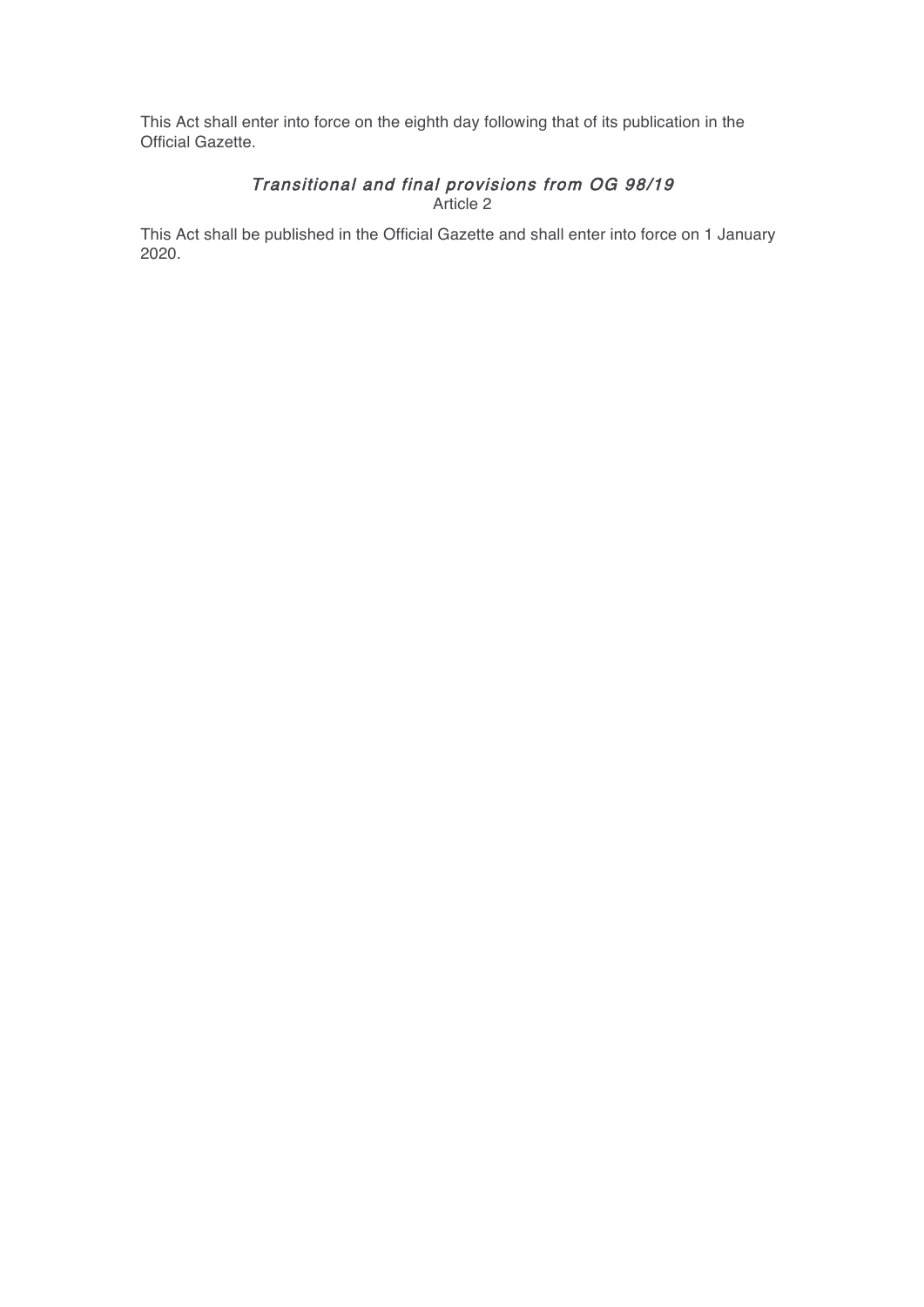This Act shall enter into force on the eighth day following that of its publication in the Official Gazette.

### *Transitional and final provisions from OG 98/19*

Article 2

This Act shall be published in the Official Gazette and shall enter into force on 1 January 2020.